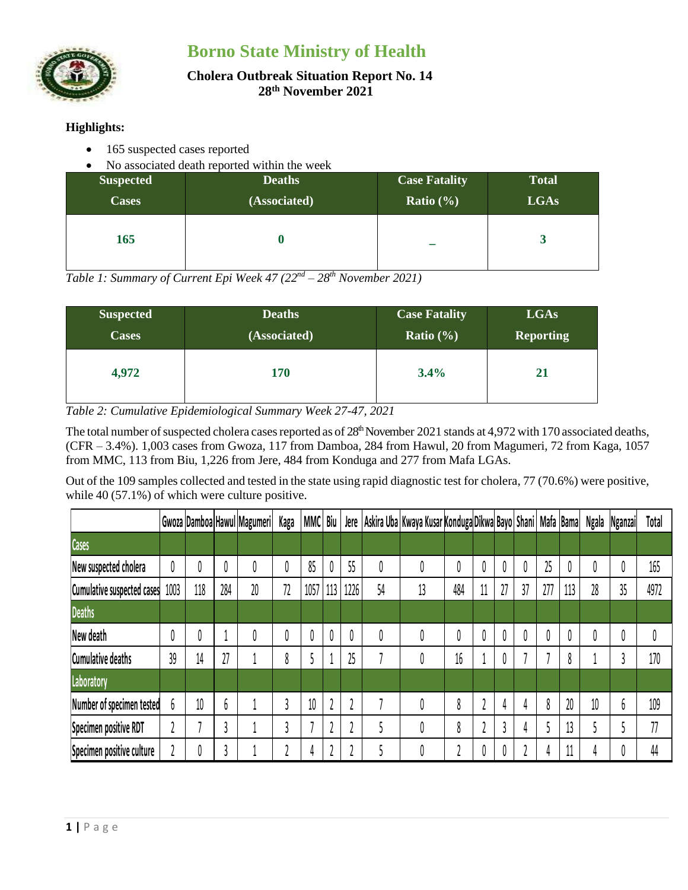# Borno State Ministry of Health

## Cholera Outbreak Situation Report No. 14
## 28th November 2021

**Highlights:**

- 165 suspected cases reported
- No associated death reported within the week

| Suspected Cases | Deaths (Associated) | Case Fatality Ratio (%) | Total LGAs |
|---|---|---|---|
| **165** | **0** | **_** | **3** |

*Table 1: Summary of Current Epi Week 47 (22nd – 28th November 2021)*

| Suspected Cases | Deaths (Associated) | Case Fatality Ratio (%) | LGAs Reporting |
|---|---|---|---|
| **4,972** | **170** | **3.4%** | **21** |

*Table 2: Cumulative Epidemiological Summary Week 27-47, 2021*

The total number of suspected cholera cases reported as of 28th November 2021 stands at 4,972 with 170 associated deaths, (CFR – 3.4%). 1,003 cases from Gwoza, 117 from Damboa, 284 from Hawul, 20 from Magumeri, 72 from Kaga, 1057 from MMC, 113 from Biu, 1,226 from Jere, 484 from Konduga and 277 from Mafa LGAs.

Out of the 109 samples collected and tested in the state using rapid diagnostic test for cholera, 77 (70.6%) were positive, while 40 (57.1%) of which were culture positive.

| | Gwoza | Damboa | Hawul | Magumeri | Kaga | MMC | Biu | Jere | Askira Uba | Kwaya Kusar | Konduga | Dikwa | Bayo | Shani | Mafa | Bama | Ngala | Nganzai | Total |
|---|---|---|---|---|---|---|---|---|---|---|---|---|---|---|---|---|---|---|---|
| **Cases** | | | | | | | | | | | | | | | | | | | |
| New suspected cholera | 0 | 0 | 0 | 0 | 0 | 85 | 0 | 55 | 0 | 0 | 0 | 0 | 0 | 0 | 25 | 0 | 0 | 0 | 165 |
| Cumulative suspected cases | 1003 | 118 | 284 | 20 | 72 | 1057 | 113 | 1226 | 54 | 13 | 484 | 11 | 27 | 37 | 277 | 113 | 28 | 35 | 4972 |
| **Deaths** | | | | | | | | | | | | | | | | | | | |
| New death | 0 | 0 | 1 | 0 | 0 | 0 | 0 | 0 | 0 | 0 | 0 | 0 | 0 | 0 | 0 | 0 | 0 | 0 | 0 |
| Cumulative deaths | 39 | 14 | 27 | 1 | 8 | 5 | 1 | 25 | 7 | 0 | 16 | 1 | 0 | 7 | 7 | 8 | 1 | 3 | 170 |
| **Laboratory** | | | | | | | | | | | | | | | | | | | |
| Number of specimen tested | 6 | 10 | 6 | 1 | 3 | 10 | 2 | 2 | 7 | 0 | 8 | 2 | 4 | 4 | 8 | 20 | 10 | 6 | 109 |
| Specimen positive RDT | 2 | 7 | 3 | 1 | 3 | 7 | 2 | 2 | 5 | 0 | 8 | 2 | 3 | 4 | 5 | 13 | 5 | 5 | 77 |
| Specimen positive culture | 2 | 0 | 3 | 1 | 2 | 4 | 2 | 2 | 5 | 0 | 2 | 0 | 0 | 2 | 4 | 11 | 4 | 0 | 44 |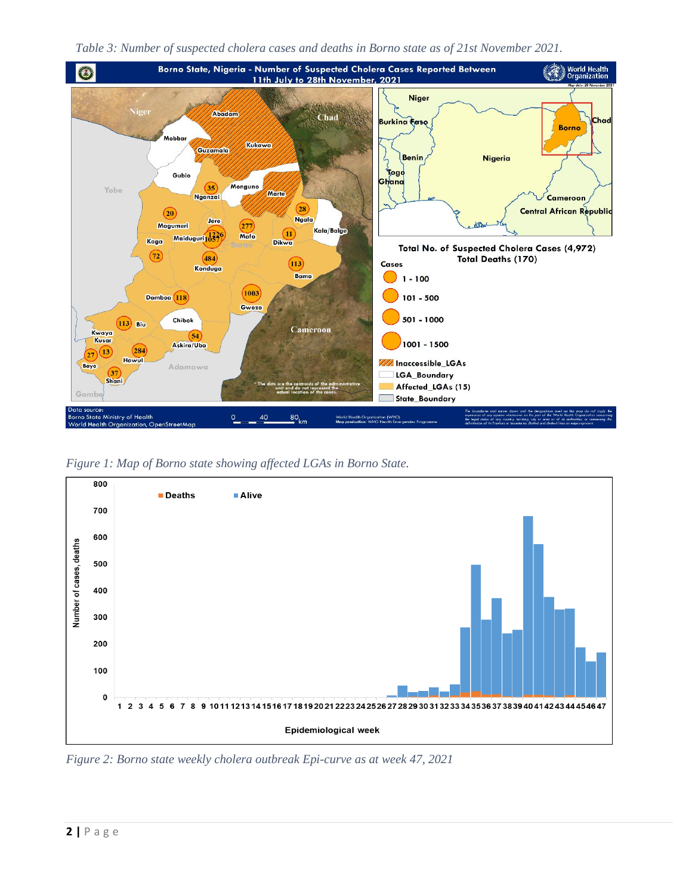*Table 3: Number of suspected cholera cases and deaths in Borno state as of 21st November 2021.*

*Figure 1: Map of Borno state showing affected LGAs in Borno State.*

*Figure 2: Borno state weekly cholera outbreak Epi-curve as at week 47, 2021*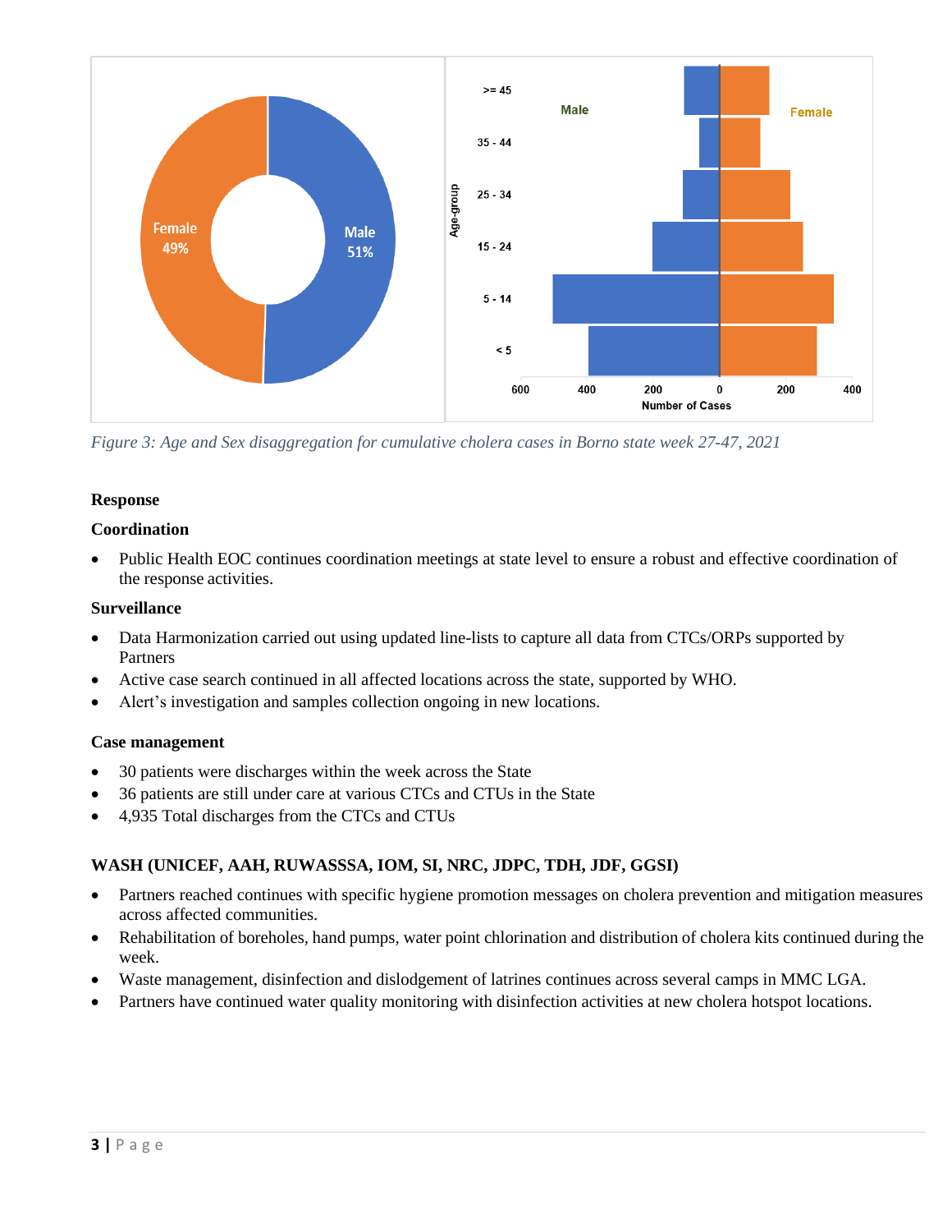*Figure 3: Age and Sex disaggregation for cumulative cholera cases in Borno state week 27-47, 2021*

**Response**

**Coordination**

- Public Health EOC continues coordination meetings at state level to ensure a robust and effective coordination of the response activities.

**Surveillance**

- Data Harmonization carried out using updated line-lists to capture all data from CTCs/ORPs supported by Partners
- Active case search continued in all affected locations across the state, supported by WHO.
- Alert's investigation and samples collection ongoing in new locations.

**Case management**

- 30 patients were discharges within the week across the State
- 36 patients are still under care at various CTCs and CTUs in the State
- 4,935 Total discharges from the CTCs and CTUs

**WASH (UNICEF, AAH, RUWASSSA, IOM, SI, NRC, JDPC, TDH, JDF, GGSI)**

- Partners reached continues with specific hygiene promotion messages on cholera prevention and mitigation measures across affected communities.
- Rehabilitation of boreholes, hand pumps, water point chlorination and distribution of cholera kits continued during the week.
- Waste management, disinfection and dislodgement of latrines continues across several camps in MMC LGA.
- Partners have continued water quality monitoring with disinfection activities at new cholera hotspot locations.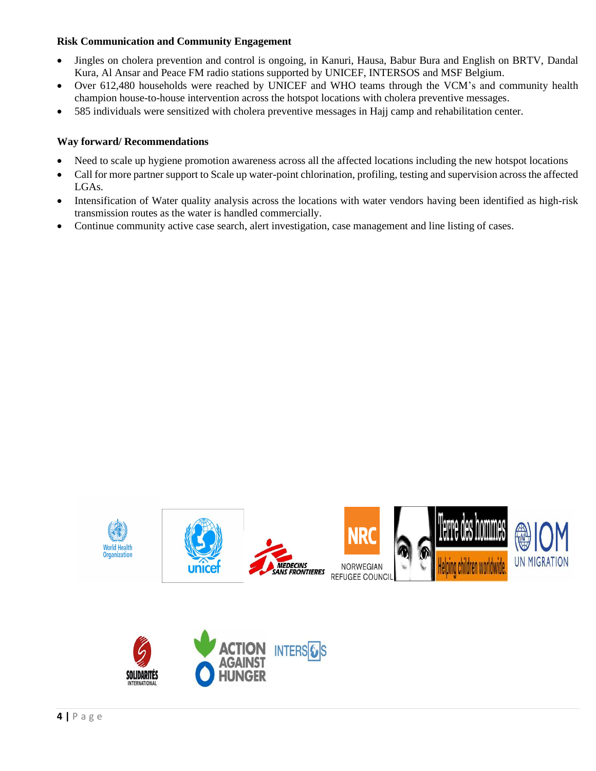**Risk Communication and Community Engagement**

- Jingles on cholera prevention and control is ongoing, in Kanuri, Hausa, Babur Bura and English on BRTV, Dandal Kura, Al Ansar and Peace FM radio stations supported by UNICEF, INTERSOS and MSF Belgium.
- Over 612,480 households were reached by UNICEF and WHO teams through the VCM's and community health champion house-to-house intervention across the hotspot locations with cholera preventive messages.
- 585 individuals were sensitized with cholera preventive messages in Hajj camp and rehabilitation center.

**Way forward/ Recommendations**

- Need to scale up hygiene promotion awareness across all the affected locations including the new hotspot locations
- Call for more partner support to Scale up water-point chlorination, profiling, testing and supervision across the affected LGAs.
- Intensification of Water quality analysis across the locations with water vendors having been identified as high-risk transmission routes as the water is handled commercially.
- Continue community active case search, alert investigation, case management and line listing of cases.